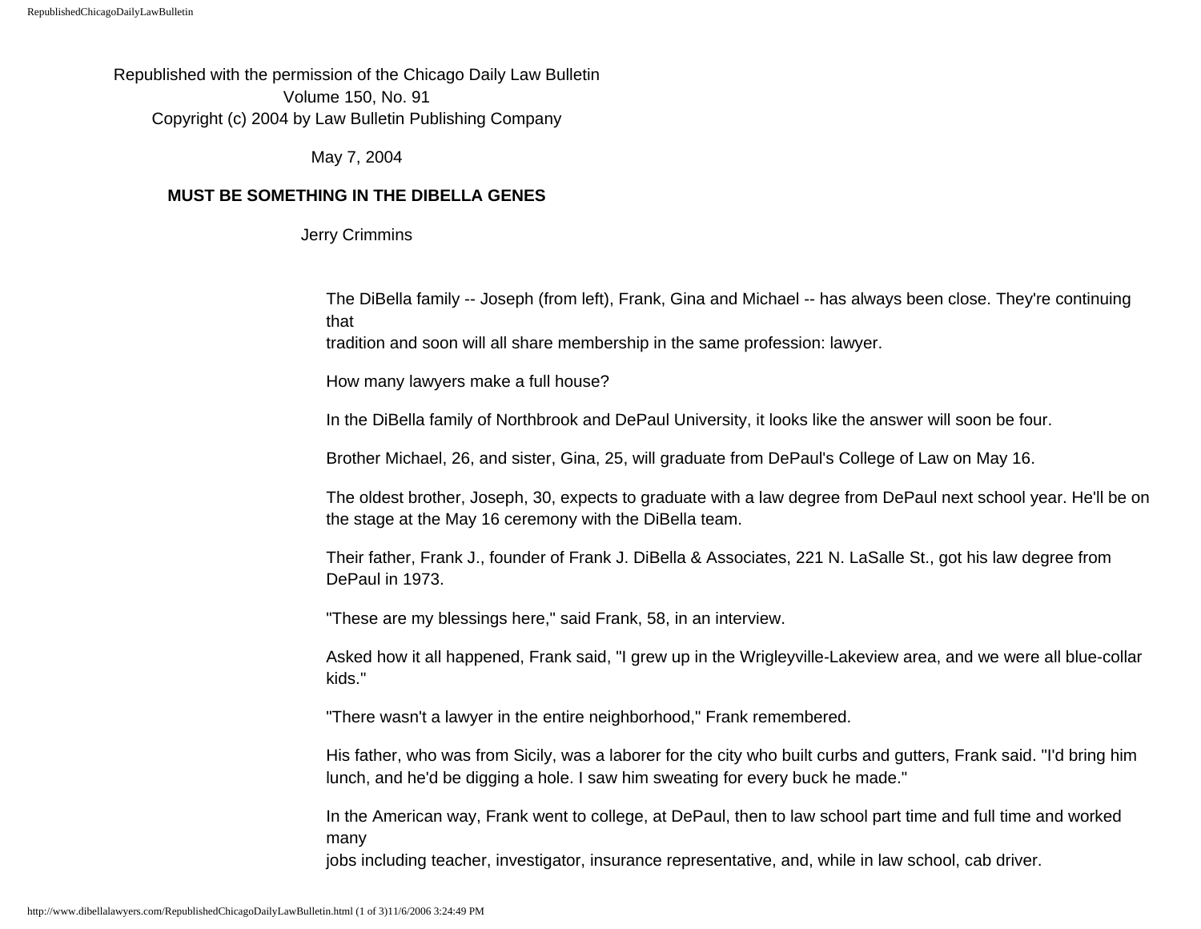Republished with the permission of the Chicago Daily Law Bulletin
Volume 150, No. 91
Copyright (c) 2004 by Law Bulletin Publishing Company

May 7, 2004

**MUST BE SOMETHING IN THE DIBELLA GENES**

Jerry Crimmins

The DiBella family -- Joseph (from left), Frank, Gina and Michael -- has always been close. They're continuing that tradition and soon will all share membership in the same profession: lawyer.

How many lawyers make a full house?

In the DiBella family of Northbrook and DePaul University, it looks like the answer will soon be four.

Brother Michael, 26, and sister, Gina, 25, will graduate from DePaul's College of Law on May 16.

The oldest brother, Joseph, 30, expects to graduate with a law degree from DePaul next school year. He'll be on the stage at the May 16 ceremony with the DiBella team.

Their father, Frank J., founder of Frank J. DiBella & Associates, 221 N. LaSalle St., got his law degree from DePaul in 1973.

"These are my blessings here," said Frank, 58, in an interview.

Asked how it all happened, Frank said, "I grew up in the Wrigleyville-Lakeview area, and we were all blue-collar kids."

"There wasn't a lawyer in the entire neighborhood," Frank remembered.

His father, who was from Sicily, was a laborer for the city who built curbs and gutters, Frank said. "I'd bring him lunch, and he'd be digging a hole. I saw him sweating for every buck he made."

In the American way, Frank went to college, at DePaul, then to law school part time and full time and worked many jobs including teacher, investigator, insurance representative, and, while in law school, cab driver.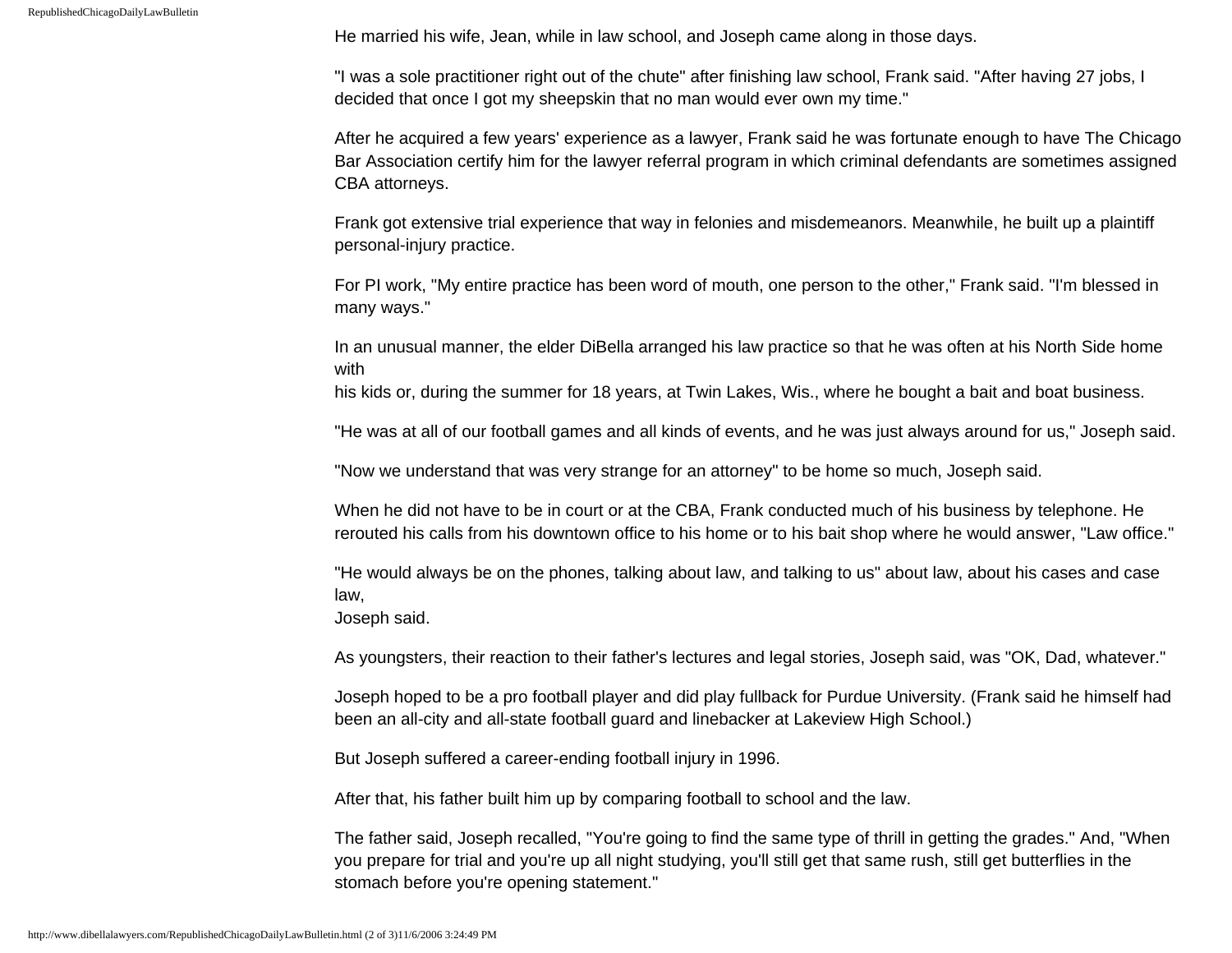He married his wife, Jean, while in law school, and Joseph came along in those days.

"I was a sole practitioner right out of the chute" after finishing law school, Frank said. "After having 27 jobs, I decided that once I got my sheepskin that no man would ever own my time."

After he acquired a few years' experience as a lawyer, Frank said he was fortunate enough to have The Chicago Bar Association certify him for the lawyer referral program in which criminal defendants are sometimes assigned CBA attorneys.

Frank got extensive trial experience that way in felonies and misdemeanors. Meanwhile, he built up a plaintiff personal-injury practice.

For PI work, "My entire practice has been word of mouth, one person to the other," Frank said. "I'm blessed in many ways."

In an unusual manner, the elder DiBella arranged his law practice so that he was often at his North Side home with his kids or, during the summer for 18 years, at Twin Lakes, Wis., where he bought a bait and boat business.

"He was at all of our football games and all kinds of events, and he was just always around for us," Joseph said.

"Now we understand that was very strange for an attorney" to be home so much, Joseph said.

When he did not have to be in court or at the CBA, Frank conducted much of his business by telephone. He rerouted his calls from his downtown office to his home or to his bait shop where he would answer, "Law office."

"He would always be on the phones, talking about law, and talking to us" about law, about his cases and case law, Joseph said.

As youngsters, their reaction to their father's lectures and legal stories, Joseph said, was "OK, Dad, whatever."

Joseph hoped to be a pro football player and did play fullback for Purdue University. (Frank said he himself had been an all-city and all-state football guard and linebacker at Lakeview High School.)

But Joseph suffered a career-ending football injury in 1996.

After that, his father built him up by comparing football to school and the law.

The father said, Joseph recalled, "You're going to find the same type of thrill in getting the grades." And, "When you prepare for trial and you're up all night studying, you'll still get that same rush, still get butterflies in the stomach before you're opening statement."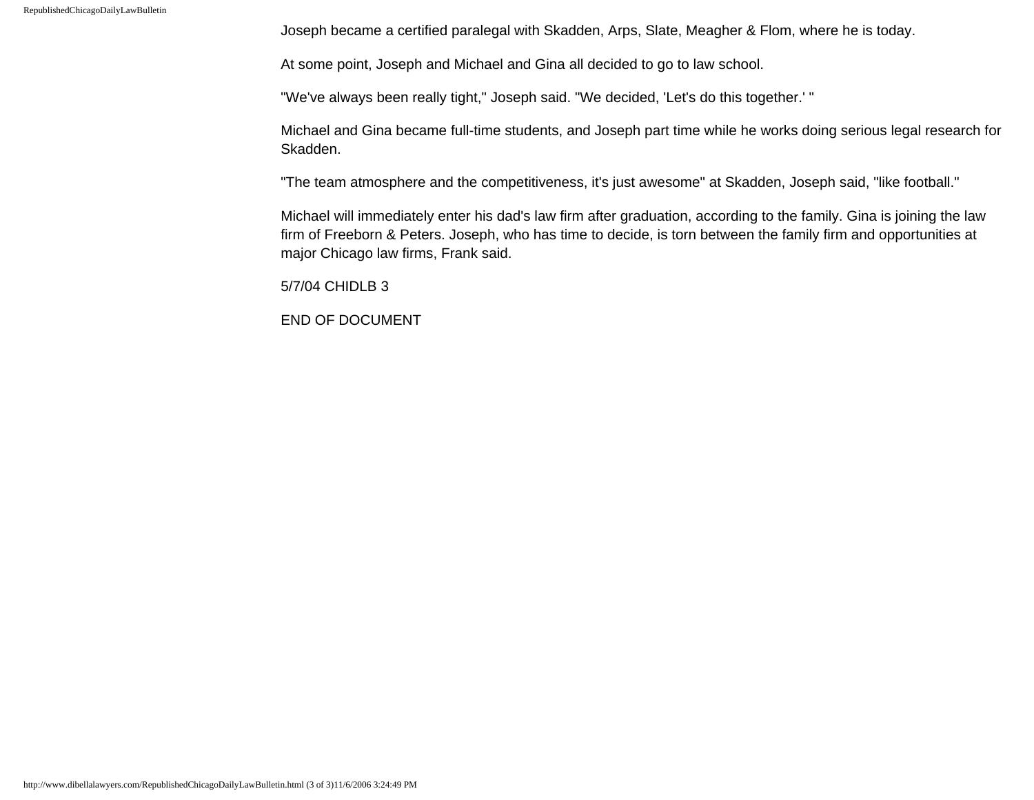Joseph became a certified paralegal with Skadden, Arps, Slate, Meagher & Flom, where he is today.

At some point, Joseph and Michael and Gina all decided to go to law school.

"We've always been really tight," Joseph said. "We decided, 'Let's do this together.' "

Michael and Gina became full-time students, and Joseph part time while he works doing serious legal research for Skadden.

"The team atmosphere and the competitiveness, it's just awesome" at Skadden, Joseph said, "like football."

Michael will immediately enter his dad's law firm after graduation, according to the family. Gina is joining the law firm of Freeborn & Peters. Joseph, who has time to decide, is torn between the family firm and opportunities at major Chicago law firms, Frank said.

5/7/04 CHIDLB 3

END OF DOCUMENT